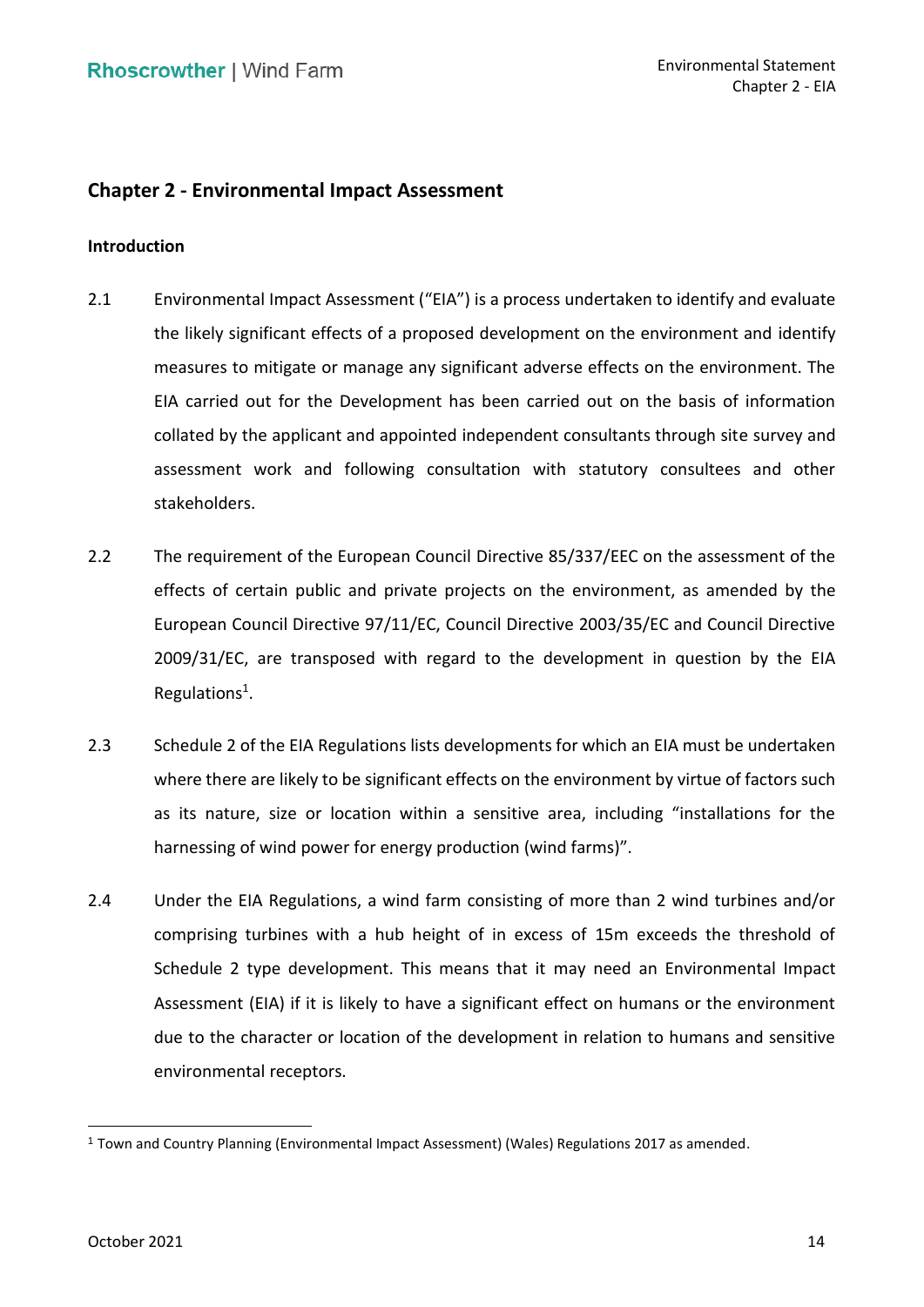## Chapter 2 - Environmental Impact Assessment

### Introduction

2.1 Environmental Impact Assessment ("EIA") is a process undertaken to identify and evaluate the likely significant effects of a proposed development on the environment and identify measures to mitigate or manage any significant adverse effects on the environment. The EIA carried out for the Development has been carried out on the basis of information collated by the applicant and appointed independent consultants through site survey and assessment work and following consultation with statutory consultees and other stakeholders.

2.2 The requirement of the European Council Directive 85/337/EEC on the assessment of the effects of certain public and private projects on the environment, as amended by the European Council Directive 97/11/EC, Council Directive 2003/35/EC and Council Directive 2009/31/EC, are transposed with regard to the development in question by the EIA Regulations[1].

2.3 Schedule 2 of the EIA Regulations lists developments for which an EIA must be undertaken where there are likely to be significant effects on the environment by virtue of factors such as its nature, size or location within a sensitive area, including "installations for the harnessing of wind power for energy production (wind farms)".

2.4 Under the EIA Regulations, a wind farm consisting of more than 2 wind turbines and/or comprising turbines with a hub height of in excess of 15m exceeds the threshold of Schedule 2 type development. This means that it may need an Environmental Impact Assessment (EIA) if it is likely to have a significant effect on humans or the environment due to the character or location of the development in relation to humans and sensitive environmental receptors.

---

[1] Town and Country Planning (Environmental Impact Assessment) (Wales) Regulations 2017 as amended.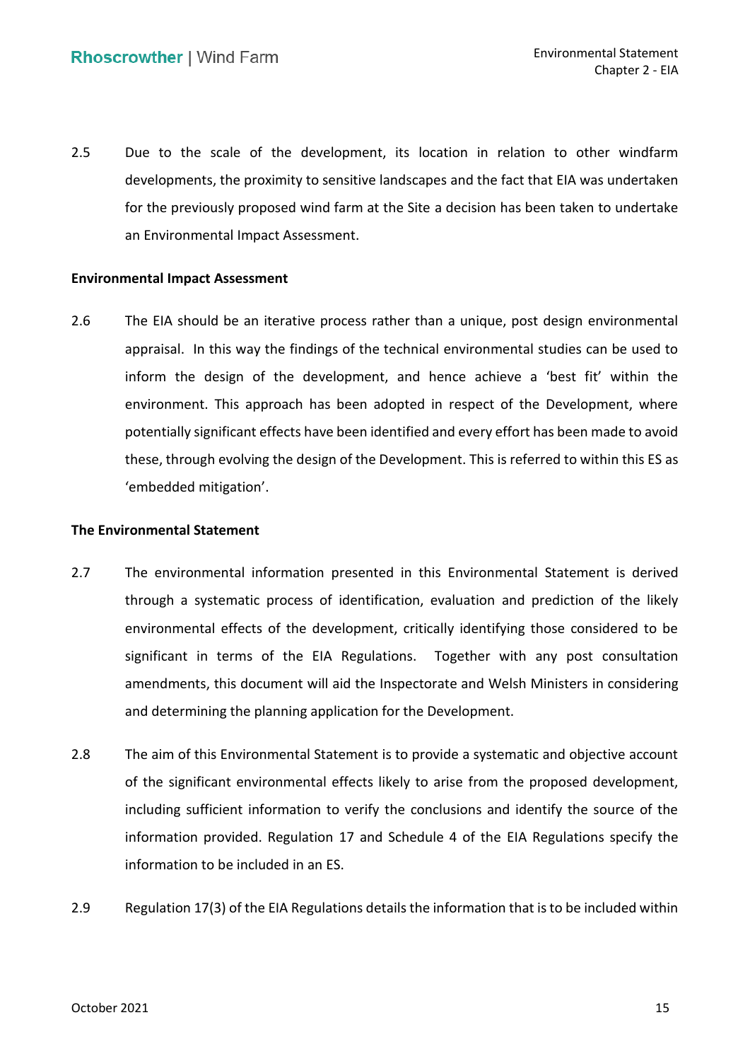2.5 Due to the scale of the development, its location in relation to other windfarm developments, the proximity to sensitive landscapes and the fact that EIA was undertaken for the previously proposed wind farm at the Site a decision has been taken to undertake an Environmental Impact Assessment.

**Environmental Impact Assessment**

2.6 The EIA should be an iterative process rather than a unique, post design environmental appraisal. In this way the findings of the technical environmental studies can be used to inform the design of the development, and hence achieve a 'best fit' within the environment. This approach has been adopted in respect of the Development, where potentially significant effects have been identified and every effort has been made to avoid these, through evolving the design of the Development. This is referred to within this ES as 'embedded mitigation'.

**The Environmental Statement**

2.7 The environmental information presented in this Environmental Statement is derived through a systematic process of identification, evaluation and prediction of the likely environmental effects of the development, critically identifying those considered to be significant in terms of the EIA Regulations. Together with any post consultation amendments, this document will aid the Inspectorate and Welsh Ministers in considering and determining the planning application for the Development.

2.8 The aim of this Environmental Statement is to provide a systematic and objective account of the significant environmental effects likely to arise from the proposed development, including sufficient information to verify the conclusions and identify the source of the information provided. Regulation 17 and Schedule 4 of the EIA Regulations specify the information to be included in an ES.

2.9 Regulation 17(3) of the EIA Regulations details the information that is to be included within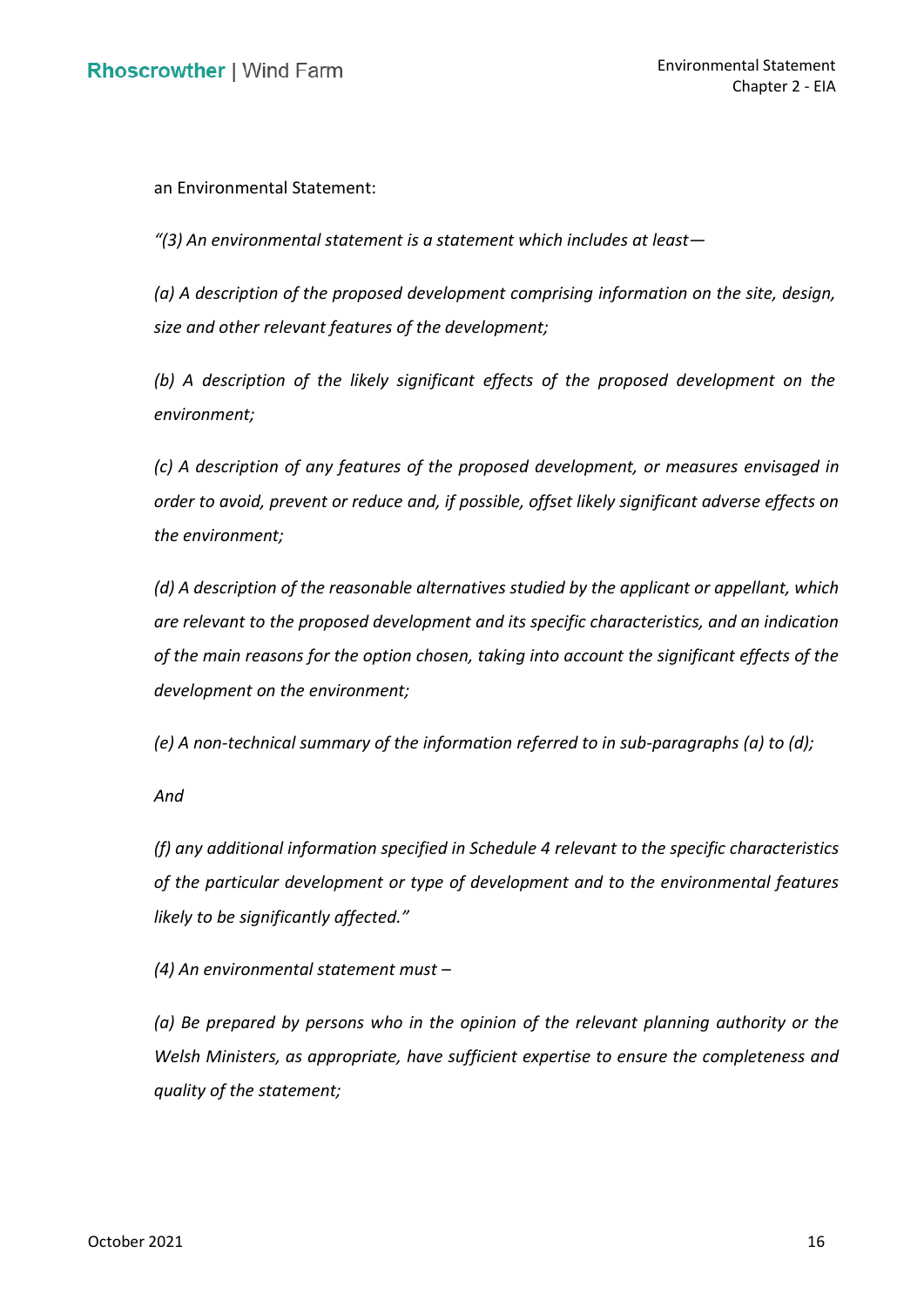an Environmental Statement:

*“(3) An environmental statement is a statement which includes at least—*

*(a) A description of the proposed development comprising information on the site, design, size and other relevant features of the development;*

*(b) A description of the likely significant effects of the proposed development on the environment;*

*(c) A description of any features of the proposed development, or measures envisaged in order to avoid, prevent or reduce and, if possible, offset likely significant adverse effects on the environment;*

*(d) A description of the reasonable alternatives studied by the applicant or appellant, which are relevant to the proposed development and its specific characteristics, and an indication of the main reasons for the option chosen, taking into account the significant effects of the development on the environment;*

*(e) A non-technical summary of the information referred to in sub-paragraphs (a) to (d);*

*And*

*(f) any additional information specified in Schedule 4 relevant to the specific characteristics of the particular development or type of development and to the environmental features likely to be significantly affected.”*

*(4) An environmental statement must –*

*(a) Be prepared by persons who in the opinion of the relevant planning authority or the Welsh Ministers, as appropriate, have sufficient expertise to ensure the completeness and quality of the statement;*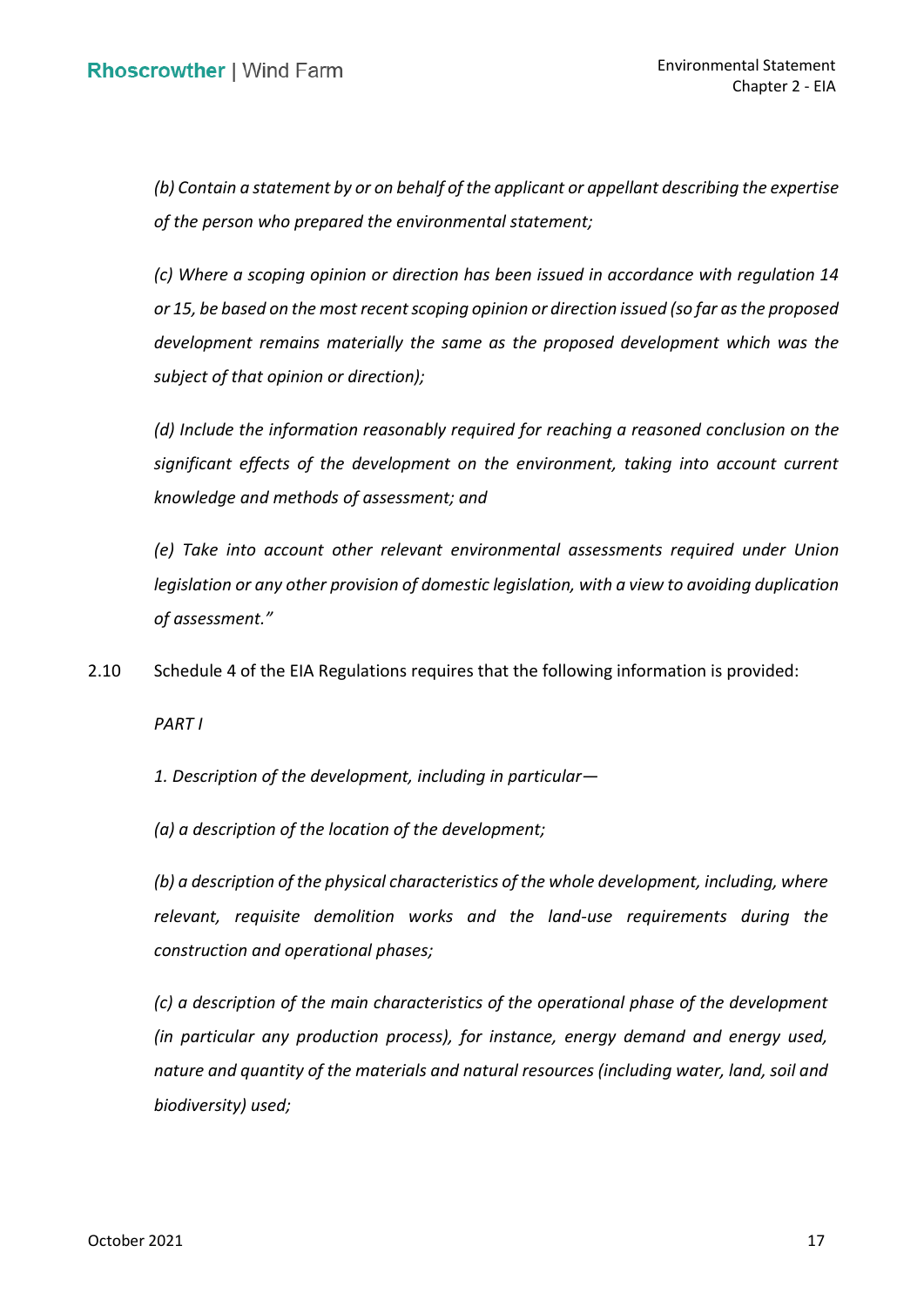*(b) Contain a statement by or on behalf of the applicant or appellant describing the expertise of the person who prepared the environmental statement;*

*(c) Where a scoping opinion or direction has been issued in accordance with regulation 14 or 15, be based on the most recent scoping opinion or direction issued (so far as the proposed development remains materially the same as the proposed development which was the subject of that opinion or direction);*

*(d) Include the information reasonably required for reaching a reasoned conclusion on the significant effects of the development on the environment, taking into account current knowledge and methods of assessment; and*

*(e) Take into account other relevant environmental assessments required under Union legislation or any other provision of domestic legislation, with a view to avoiding duplication of assessment."*

2.10 Schedule 4 of the EIA Regulations requires that the following information is provided:

*PART I*

*1. Description of the development, including in particular—*

*(a) a description of the location of the development;*

*(b) a description of the physical characteristics of the whole development, including, where relevant, requisite demolition works and the land-use requirements during the construction and operational phases;*

*(c) a description of the main characteristics of the operational phase of the development (in particular any production process), for instance, energy demand and energy used, nature and quantity of the materials and natural resources (including water, land, soil and biodiversity) used;*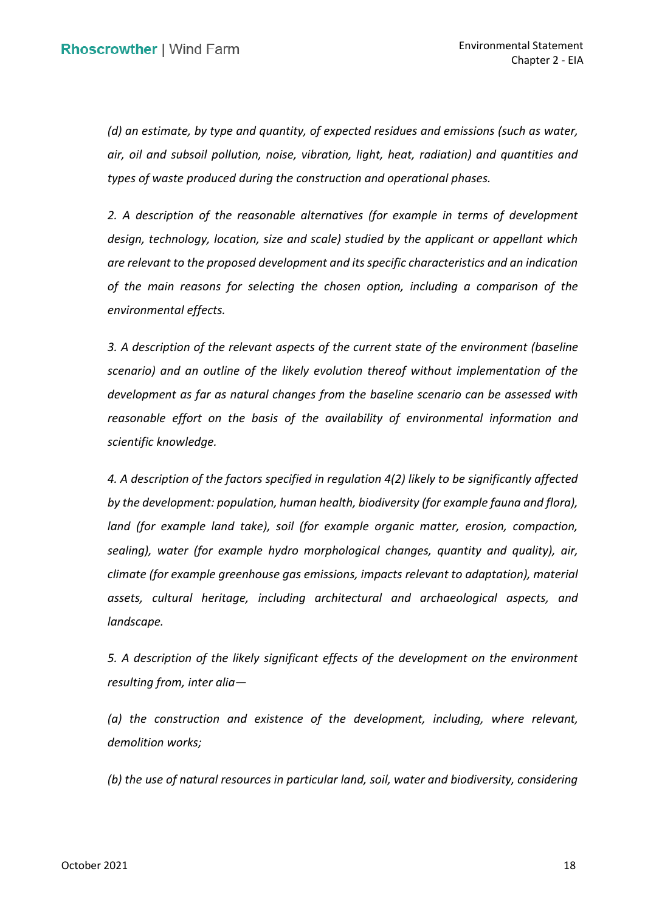*(d) an estimate, by type and quantity, of expected residues and emissions (such as water, air, oil and subsoil pollution, noise, vibration, light, heat, radiation) and quantities and types of waste produced during the construction and operational phases.*

*2. A description of the reasonable alternatives (for example in terms of development design, technology, location, size and scale) studied by the applicant or appellant which are relevant to the proposed development and its specific characteristics and an indication of the main reasons for selecting the chosen option, including a comparison of the environmental effects.*

*3. A description of the relevant aspects of the current state of the environment (baseline scenario) and an outline of the likely evolution thereof without implementation of the development as far as natural changes from the baseline scenario can be assessed with reasonable effort on the basis of the availability of environmental information and scientific knowledge.*

*4. A description of the factors specified in regulation 4(2) likely to be significantly affected by the development: population, human health, biodiversity (for example fauna and flora), land (for example land take), soil (for example organic matter, erosion, compaction, sealing), water (for example hydro morphological changes, quantity and quality), air, climate (for example greenhouse gas emissions, impacts relevant to adaptation), material assets, cultural heritage, including architectural and archaeological aspects, and landscape.*

*5. A description of the likely significant effects of the development on the environment resulting from, inter alia—*

*(a) the construction and existence of the development, including, where relevant, demolition works;*

*(b) the use of natural resources in particular land, soil, water and biodiversity, considering*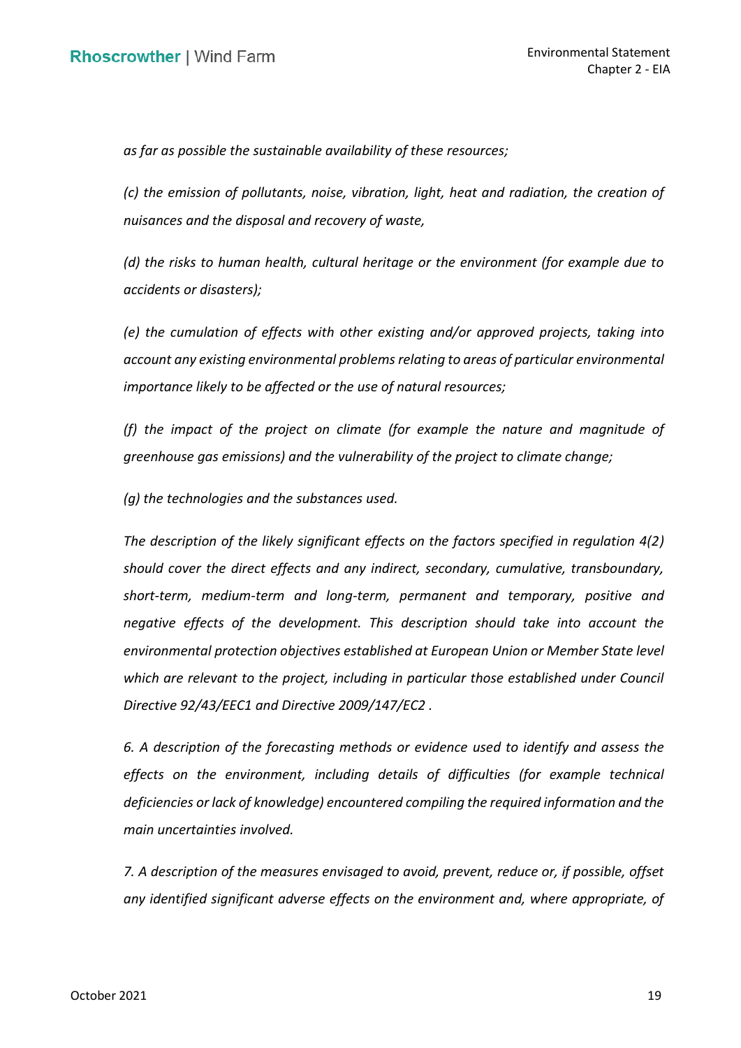*as far as possible the sustainable availability of these resources;*

*(c) the emission of pollutants, noise, vibration, light, heat and radiation, the creation of nuisances and the disposal and recovery of waste,*

*(d) the risks to human health, cultural heritage or the environment (for example due to accidents or disasters);*

*(e) the cumulation of effects with other existing and/or approved projects, taking into account any existing environmental problems relating to areas of particular environmental importance likely to be affected or the use of natural resources;*

*(f) the impact of the project on climate (for example the nature and magnitude of greenhouse gas emissions) and the vulnerability of the project to climate change;*

*(g) the technologies and the substances used.*

*The description of the likely significant effects on the factors specified in regulation 4(2) should cover the direct effects and any indirect, secondary, cumulative, transboundary, short-term, medium-term and long-term, permanent and temporary, positive and negative effects of the development. This description should take into account the environmental protection objectives established at European Union or Member State level which are relevant to the project, including in particular those established under Council Directive 92/43/EEC1 and Directive 2009/147/EC2 .*

*6. A description of the forecasting methods or evidence used to identify and assess the effects on the environment, including details of difficulties (for example technical deficiencies or lack of knowledge) encountered compiling the required information and the main uncertainties involved.*

*7. A description of the measures envisaged to avoid, prevent, reduce or, if possible, offset any identified significant adverse effects on the environment and, where appropriate, of*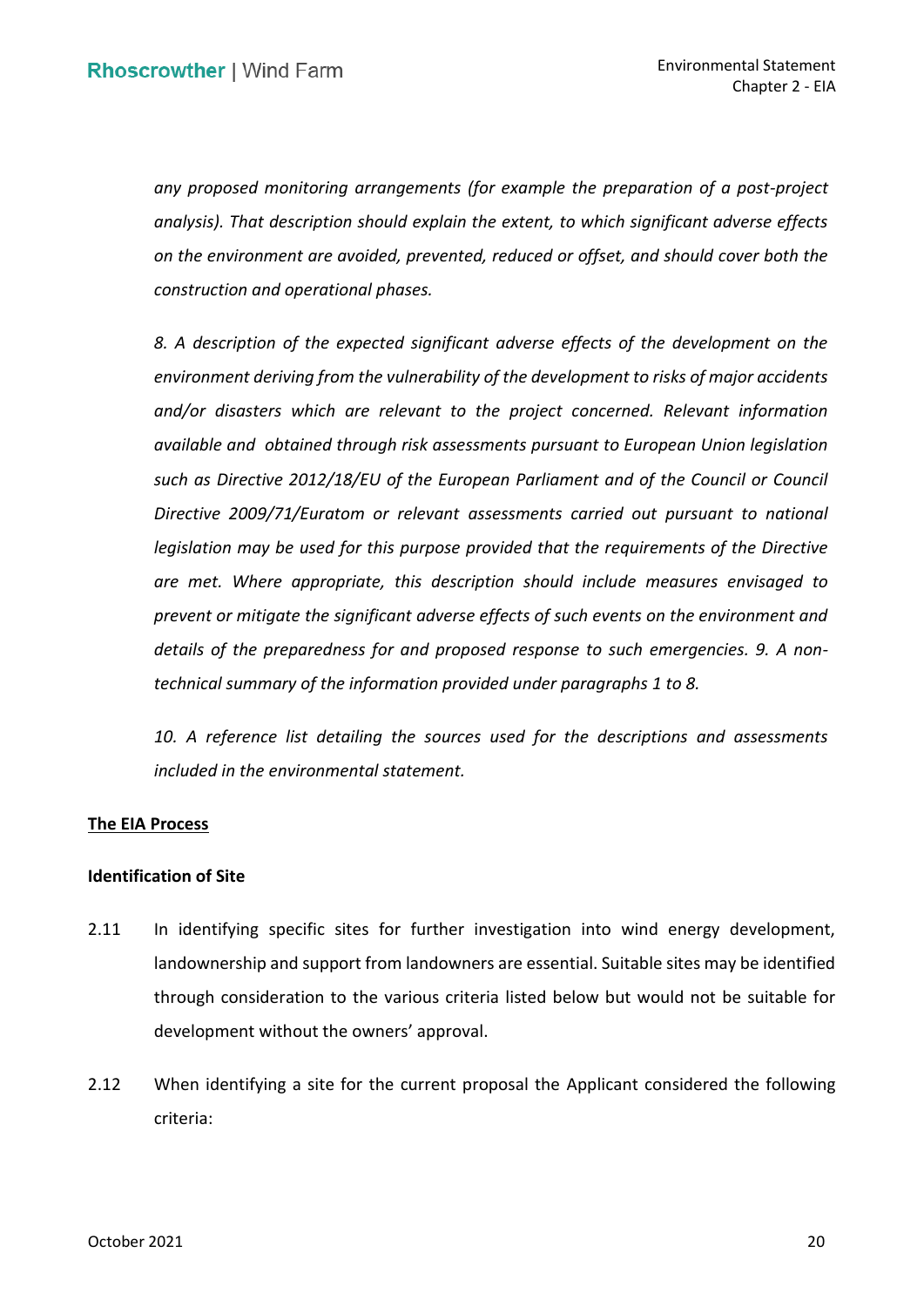*any proposed monitoring arrangements (for example the preparation of a post-project analysis). That description should explain the extent, to which significant adverse effects on the environment are avoided, prevented, reduced or offset, and should cover both the construction and operational phases.*

*8. A description of the expected significant adverse effects of the development on the environment deriving from the vulnerability of the development to risks of major accidents and/or disasters which are relevant to the project concerned. Relevant information available and obtained through risk assessments pursuant to European Union legislation such as Directive 2012/18/EU of the European Parliament and of the Council or Council Directive 2009/71/Euratom or relevant assessments carried out pursuant to national legislation may be used for this purpose provided that the requirements of the Directive are met. Where appropriate, this description should include measures envisaged to prevent or mitigate the significant adverse effects of such events on the environment and details of the preparedness for and proposed response to such emergencies. 9. A non-technical summary of the information provided under paragraphs 1 to 8.*

*10. A reference list detailing the sources used for the descriptions and assessments included in the environmental statement.*

## The EIA Process

### Identification of Site

2.11 In identifying specific sites for further investigation into wind energy development, landownership and support from landowners are essential. Suitable sites may be identified through consideration to the various criteria listed below but would not be suitable for development without the owners' approval.

2.12 When identifying a site for the current proposal the Applicant considered the following criteria: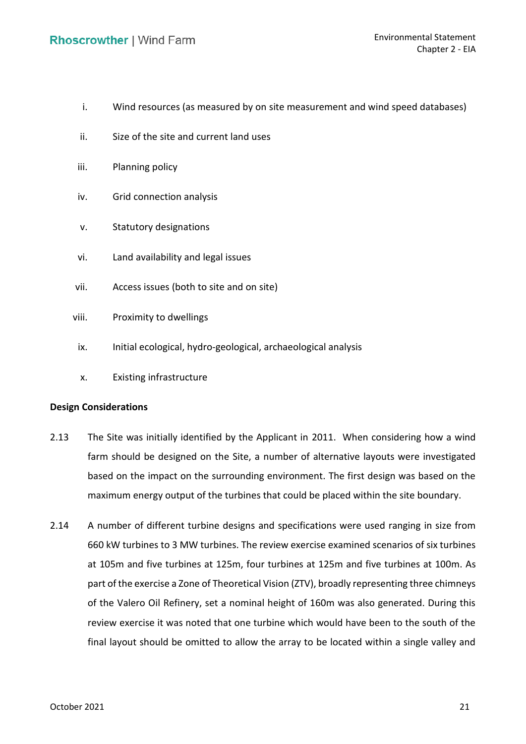i. Wind resources (as measured by on site measurement and wind speed databases)

ii. Size of the site and current land uses

iii. Planning policy

iv. Grid connection analysis

v. Statutory designations

vi. Land availability and legal issues

vii. Access issues (both to site and on site)

viii. Proximity to dwellings

ix. Initial ecological, hydro-geological, archaeological analysis

x. Existing infrastructure

**Design Considerations**

2.13 The Site was initially identified by the Applicant in 2011. When considering how a wind farm should be designed on the Site, a number of alternative layouts were investigated based on the impact on the surrounding environment. The first design was based on the maximum energy output of the turbines that could be placed within the site boundary.

2.14 A number of different turbine designs and specifications were used ranging in size from 660 kW turbines to 3 MW turbines. The review exercise examined scenarios of six turbines at 105m and five turbines at 125m, four turbines at 125m and five turbines at 100m. As part of the exercise a Zone of Theoretical Vision (ZTV), broadly representing three chimneys of the Valero Oil Refinery, set a nominal height of 160m was also generated. During this review exercise it was noted that one turbine which would have been to the south of the final layout should be omitted to allow the array to be located within a single valley and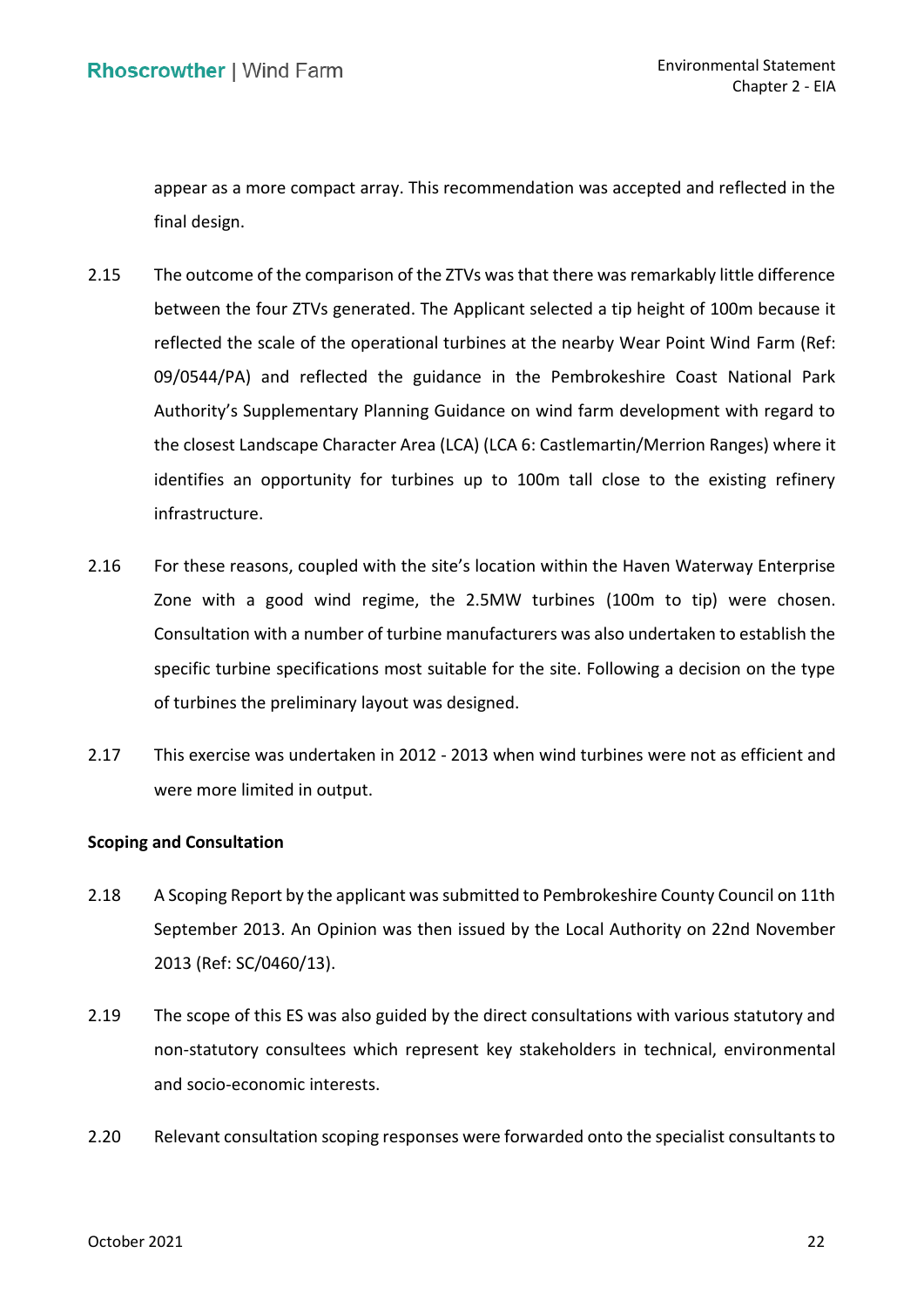appear as a more compact array. This recommendation was accepted and reflected in the final design.

2.15 The outcome of the comparison of the ZTVs was that there was remarkably little difference between the four ZTVs generated. The Applicant selected a tip height of 100m because it reflected the scale of the operational turbines at the nearby Wear Point Wind Farm (Ref: 09/0544/PA) and reflected the guidance in the Pembrokeshire Coast National Park Authority's Supplementary Planning Guidance on wind farm development with regard to the closest Landscape Character Area (LCA) (LCA 6: Castlemartin/Merrion Ranges) where it identifies an opportunity for turbines up to 100m tall close to the existing refinery infrastructure.

2.16 For these reasons, coupled with the site's location within the Haven Waterway Enterprise Zone with a good wind regime, the 2.5MW turbines (100m to tip) were chosen. Consultation with a number of turbine manufacturers was also undertaken to establish the specific turbine specifications most suitable for the site. Following a decision on the type of turbines the preliminary layout was designed.

2.17 This exercise was undertaken in 2012 - 2013 when wind turbines were not as efficient and were more limited in output.

**Scoping and Consultation**

2.18 A Scoping Report by the applicant was submitted to Pembrokeshire County Council on 11th September 2013. An Opinion was then issued by the Local Authority on 22nd November 2013 (Ref: SC/0460/13).

2.19 The scope of this ES was also guided by the direct consultations with various statutory and non-statutory consultees which represent key stakeholders in technical, environmental and socio-economic interests.

2.20 Relevant consultation scoping responses were forwarded onto the specialist consultants to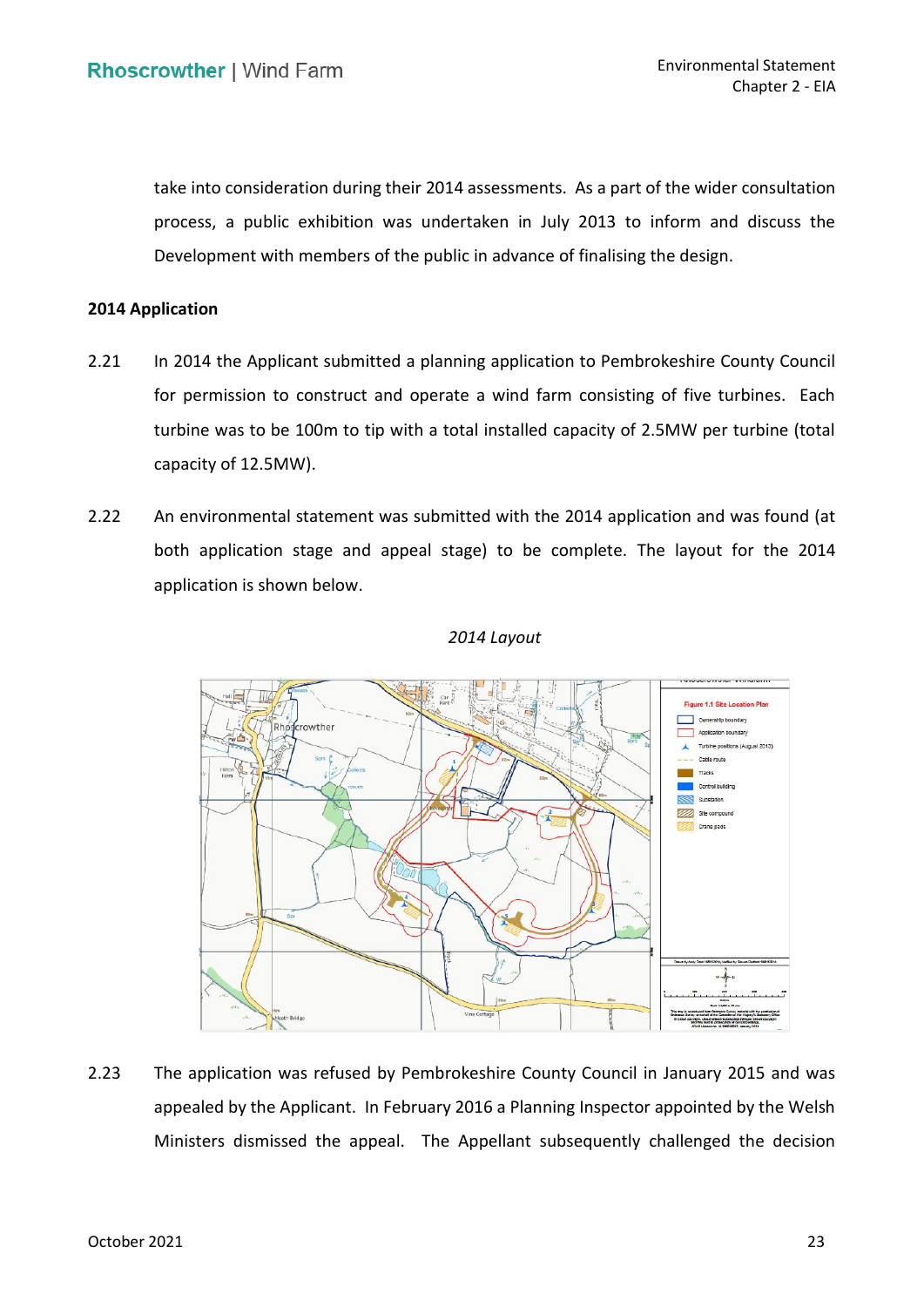take into consideration during their 2014 assessments. As a part of the wider consultation process, a public exhibition was undertaken in July 2013 to inform and discuss the Development with members of the public in advance of finalising the design.

**2014 Application**

2.21 In 2014 the Applicant submitted a planning application to Pembrokeshire County Council for permission to construct and operate a wind farm consisting of five turbines. Each turbine was to be 100m to tip with a total installed capacity of 2.5MW per turbine (total capacity of 12.5MW).

2.22 An environmental statement was submitted with the 2014 application and was found (at both application stage and appeal stage) to be complete. The layout for the 2014 application is shown below.

*2014 Layout*

2.23 The application was refused by Pembrokeshire County Council in January 2015 and was appealed by the Applicant. In February 2016 a Planning Inspector appointed by the Welsh Ministers dismissed the appeal. The Appellant subsequently challenged the decision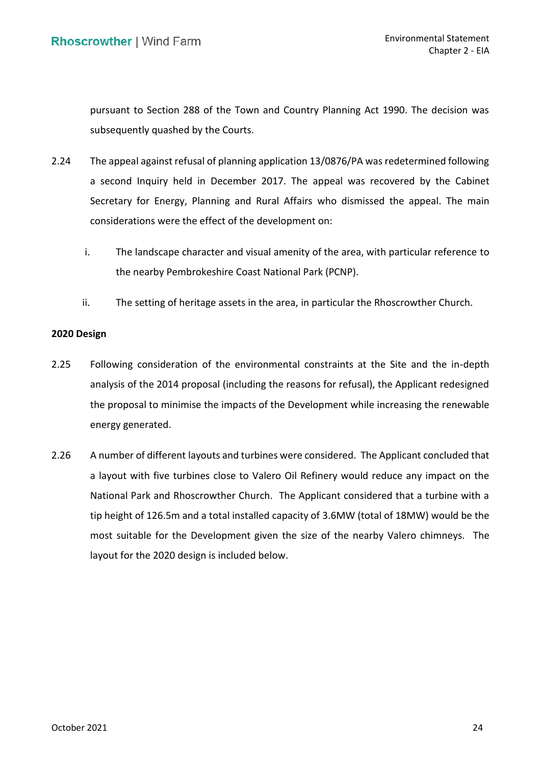pursuant to Section 288 of the Town and Country Planning Act 1990. The decision was subsequently quashed by the Courts.

2.24 The appeal against refusal of planning application 13/0876/PA was redetermined following a second Inquiry held in December 2017. The appeal was recovered by the Cabinet Secretary for Energy, Planning and Rural Affairs who dismissed the appeal. The main considerations were the effect of the development on:

i. The landscape character and visual amenity of the area, with particular reference to the nearby Pembrokeshire Coast National Park (PCNP).

ii. The setting of heritage assets in the area, in particular the Rhoscrowther Church.

**2020 Design**

2.25 Following consideration of the environmental constraints at the Site and the in-depth analysis of the 2014 proposal (including the reasons for refusal), the Applicant redesigned the proposal to minimise the impacts of the Development while increasing the renewable energy generated.

2.26 A number of different layouts and turbines were considered. The Applicant concluded that a layout with five turbines close to Valero Oil Refinery would reduce any impact on the National Park and Rhoscrowther Church. The Applicant considered that a turbine with a tip height of 126.5m and a total installed capacity of 3.6MW (total of 18MW) would be the most suitable for the Development given the size of the nearby Valero chimneys. The layout for the 2020 design is included below.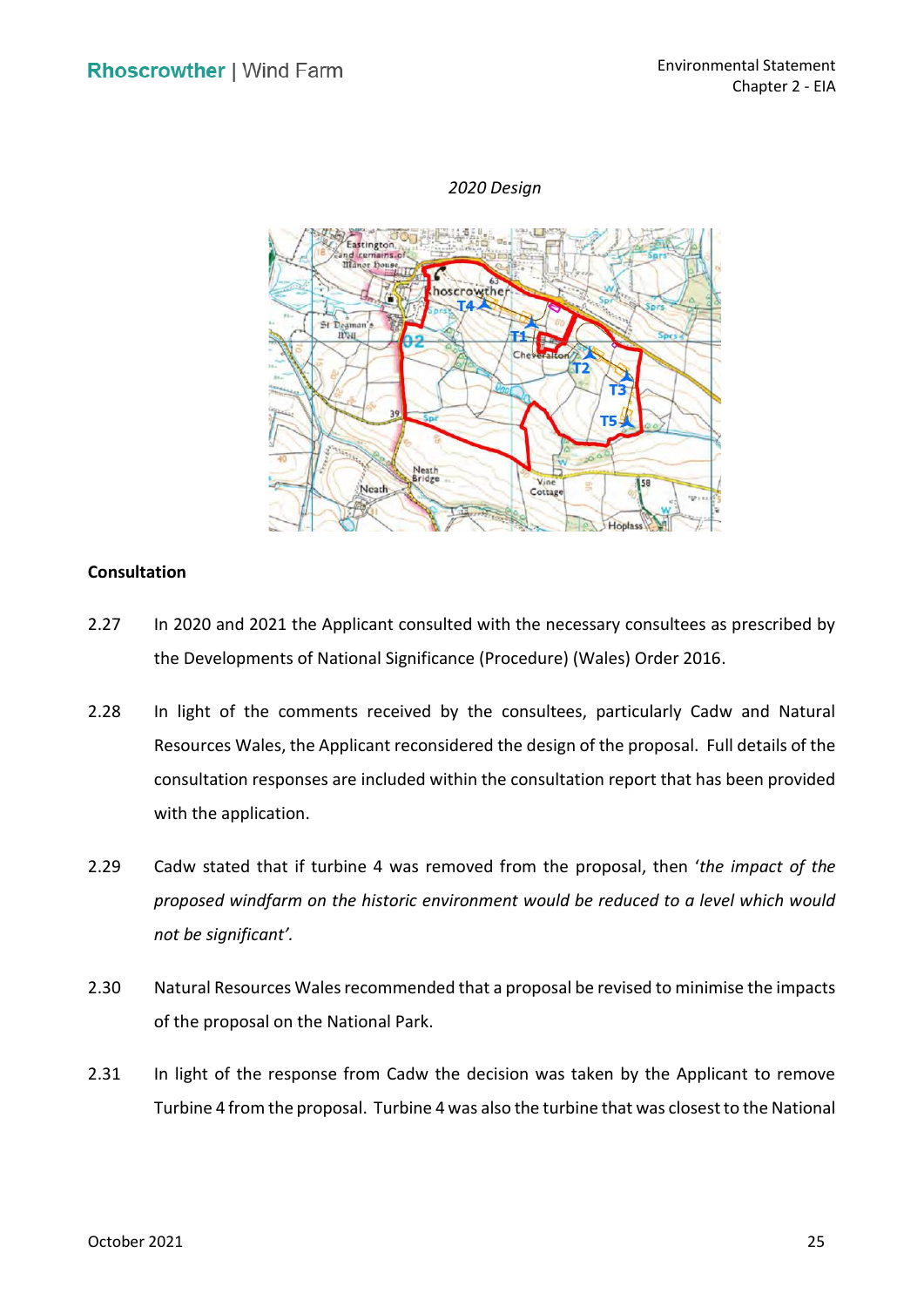*2020 Design*

**Consultation**

2.27 In 2020 and 2021 the Applicant consulted with the necessary consultees as prescribed by the Developments of National Significance (Procedure) (Wales) Order 2016.

2.28 In light of the comments received by the consultees, particularly Cadw and Natural Resources Wales, the Applicant reconsidered the design of the proposal. Full details of the consultation responses are included within the consultation report that has been provided with the application.

2.29 Cadw stated that if turbine 4 was removed from the proposal, then '*the impact of the proposed windfarm on the historic environment would be reduced to a level which would not be significant'*.

2.30 Natural Resources Wales recommended that a proposal be revised to minimise the impacts of the proposal on the National Park.

2.31 In light of the response from Cadw the decision was taken by the Applicant to remove Turbine 4 from the proposal. Turbine 4 was also the turbine that was closest to the National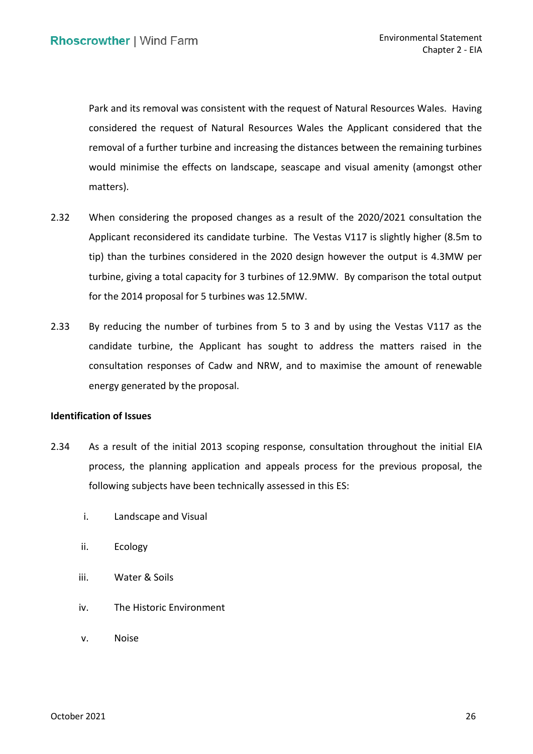Park and its removal was consistent with the request of Natural Resources Wales. Having considered the request of Natural Resources Wales the Applicant considered that the removal of a further turbine and increasing the distances between the remaining turbines would minimise the effects on landscape, seascape and visual amenity (amongst other matters).

2.32 When considering the proposed changes as a result of the 2020/2021 consultation the Applicant reconsidered its candidate turbine. The Vestas V117 is slightly higher (8.5m to tip) than the turbines considered in the 2020 design however the output is 4.3MW per turbine, giving a total capacity for 3 turbines of 12.9MW. By comparison the total output for the 2014 proposal for 5 turbines was 12.5MW.

2.33 By reducing the number of turbines from 5 to 3 and by using the Vestas V117 as the candidate turbine, the Applicant has sought to address the matters raised in the consultation responses of Cadw and NRW, and to maximise the amount of renewable energy generated by the proposal.

**Identification of Issues**

2.34 As a result of the initial 2013 scoping response, consultation throughout the initial EIA process, the planning application and appeals process for the previous proposal, the following subjects have been technically assessed in this ES:

i. Landscape and Visual

ii. Ecology

iii. Water & Soils

iv. The Historic Environment

v. Noise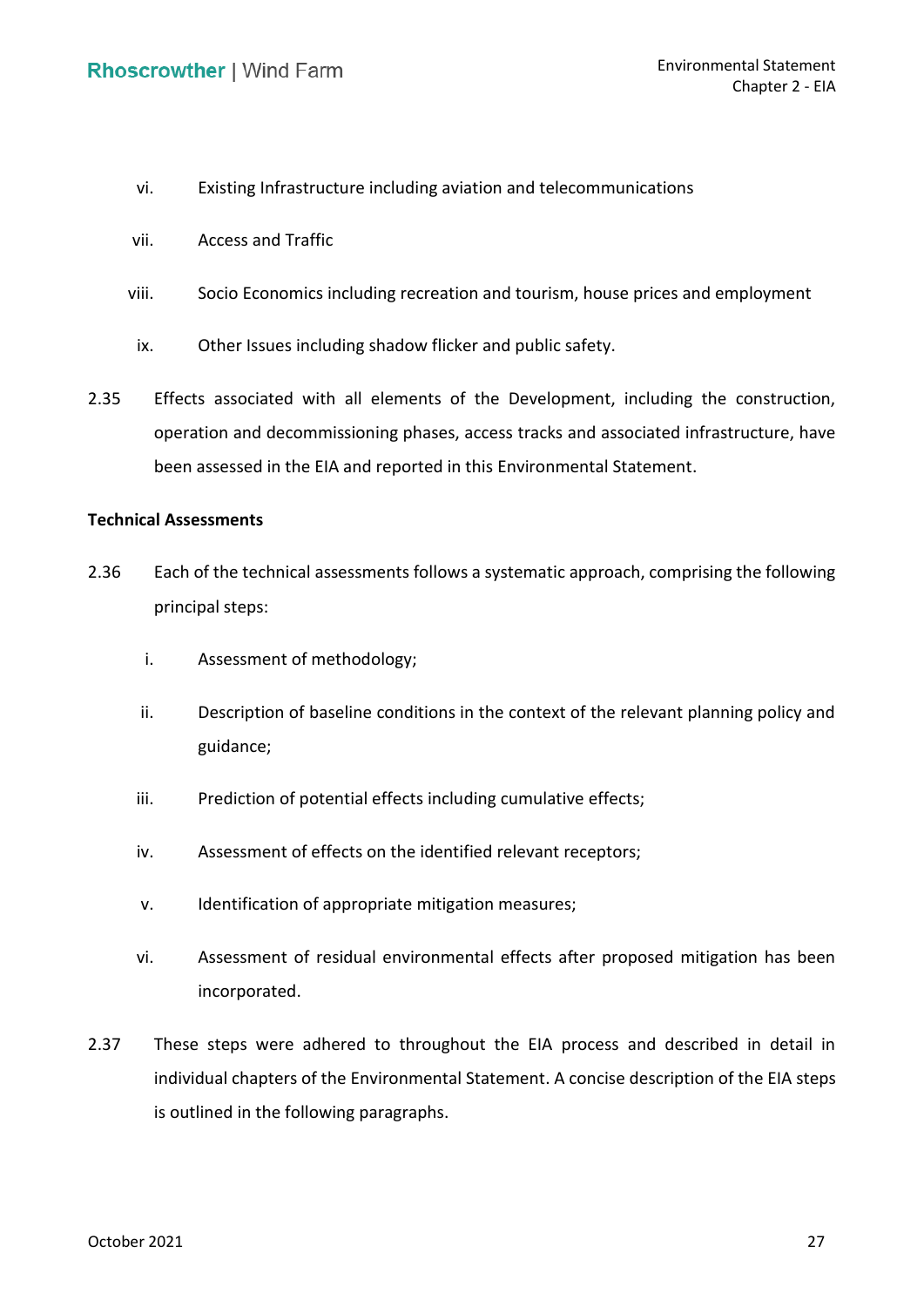vi. Existing Infrastructure including aviation and telecommunications

vii. Access and Traffic

viii. Socio Economics including recreation and tourism, house prices and employment

ix. Other Issues including shadow flicker and public safety.

2.35 Effects associated with all elements of the Development, including the construction, operation and decommissioning phases, access tracks and associated infrastructure, have been assessed in the EIA and reported in this Environmental Statement.

**Technical Assessments**

2.36 Each of the technical assessments follows a systematic approach, comprising the following principal steps:

i. Assessment of methodology;

ii. Description of baseline conditions in the context of the relevant planning policy and guidance;

iii. Prediction of potential effects including cumulative effects;

iv. Assessment of effects on the identified relevant receptors;

v. Identification of appropriate mitigation measures;

vi. Assessment of residual environmental effects after proposed mitigation has been incorporated.

2.37 These steps were adhered to throughout the EIA process and described in detail in individual chapters of the Environmental Statement. A concise description of the EIA steps is outlined in the following paragraphs.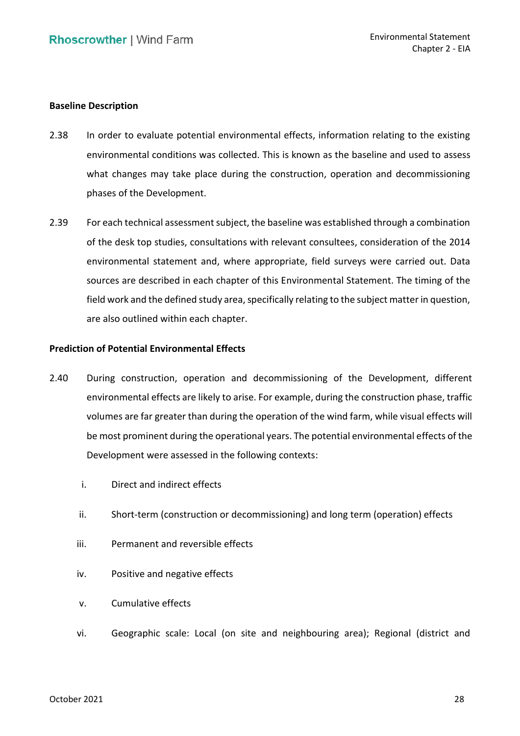**Baseline Description**

2.38 In order to evaluate potential environmental effects, information relating to the existing environmental conditions was collected. This is known as the baseline and used to assess what changes may take place during the construction, operation and decommissioning phases of the Development.

2.39 For each technical assessment subject, the baseline was established through a combination of the desk top studies, consultations with relevant consultees, consideration of the 2014 environmental statement and, where appropriate, field surveys were carried out. Data sources are described in each chapter of this Environmental Statement. The timing of the field work and the defined study area, specifically relating to the subject matter in question, are also outlined within each chapter.

**Prediction of Potential Environmental Effects**

2.40 During construction, operation and decommissioning of the Development, different environmental effects are likely to arise. For example, during the construction phase, traffic volumes are far greater than during the operation of the wind farm, while visual effects will be most prominent during the operational years. The potential environmental effects of the Development were assessed in the following contexts:

i. Direct and indirect effects

ii. Short-term (construction or decommissioning) and long term (operation) effects

iii. Permanent and reversible effects

iv. Positive and negative effects

v. Cumulative effects

vi. Geographic scale: Local (on site and neighbouring area); Regional (district and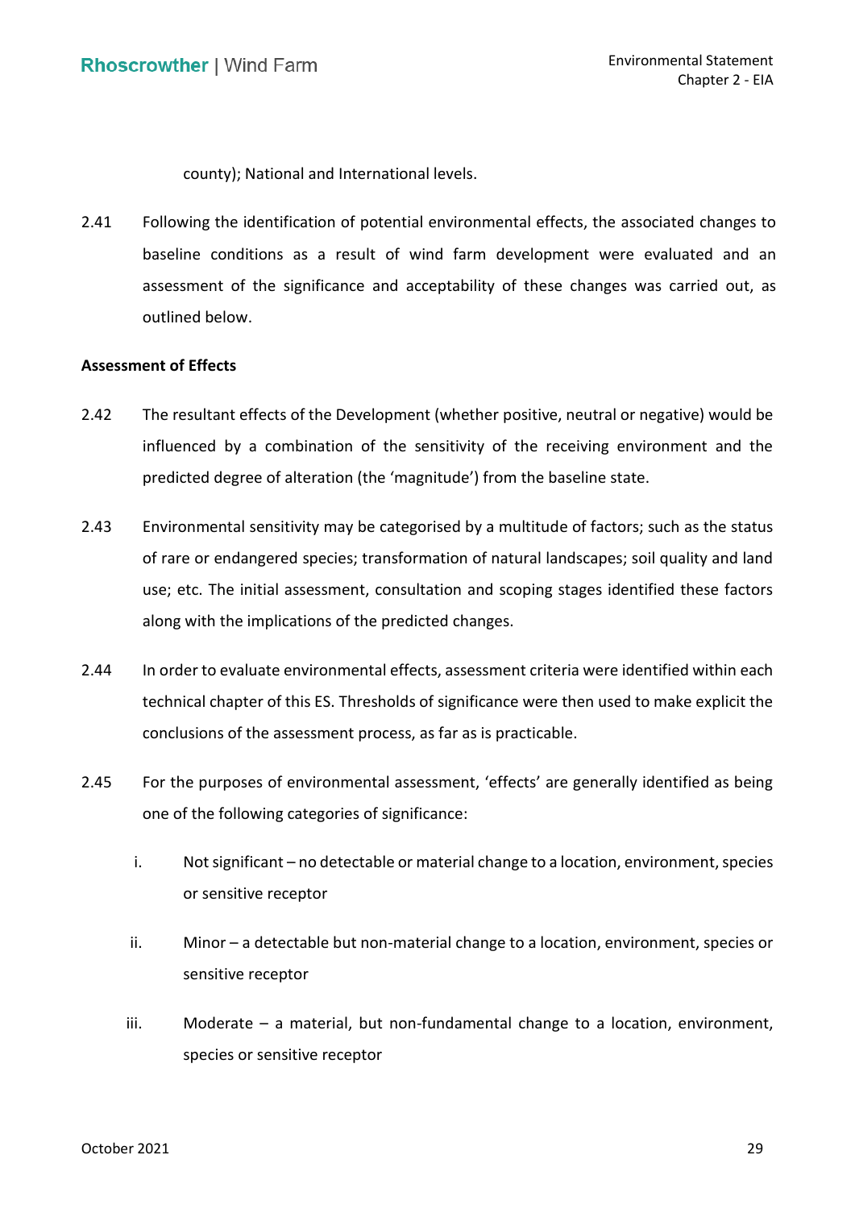county); National and International levels.

2.41 Following the identification of potential environmental effects, the associated changes to baseline conditions as a result of wind farm development were evaluated and an assessment of the significance and acceptability of these changes was carried out, as outlined below.

**Assessment of Effects**

2.42 The resultant effects of the Development (whether positive, neutral or negative) would be influenced by a combination of the sensitivity of the receiving environment and the predicted degree of alteration (the 'magnitude') from the baseline state.

2.43 Environmental sensitivity may be categorised by a multitude of factors; such as the status of rare or endangered species; transformation of natural landscapes; soil quality and land use; etc. The initial assessment, consultation and scoping stages identified these factors along with the implications of the predicted changes.

2.44 In order to evaluate environmental effects, assessment criteria were identified within each technical chapter of this ES. Thresholds of significance were then used to make explicit the conclusions of the assessment process, as far as is practicable.

2.45 For the purposes of environmental assessment, 'effects' are generally identified as being one of the following categories of significance:

i. Not significant – no detectable or material change to a location, environment, species or sensitive receptor

ii. Minor – a detectable but non-material change to a location, environment, species or sensitive receptor

iii. Moderate – a material, but non-fundamental change to a location, environment, species or sensitive receptor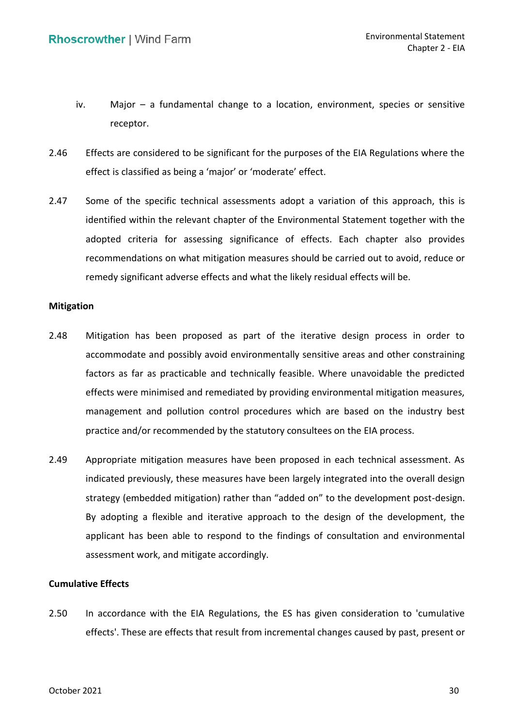iv. Major – a fundamental change to a location, environment, species or sensitive receptor.

2.46 Effects are considered to be significant for the purposes of the EIA Regulations where the effect is classified as being a 'major' or 'moderate' effect.

2.47 Some of the specific technical assessments adopt a variation of this approach, this is identified within the relevant chapter of the Environmental Statement together with the adopted criteria for assessing significance of effects. Each chapter also provides recommendations on what mitigation measures should be carried out to avoid, reduce or remedy significant adverse effects and what the likely residual effects will be.

**Mitigation**

2.48 Mitigation has been proposed as part of the iterative design process in order to accommodate and possibly avoid environmentally sensitive areas and other constraining factors as far as practicable and technically feasible. Where unavoidable the predicted effects were minimised and remediated by providing environmental mitigation measures, management and pollution control procedures which are based on the industry best practice and/or recommended by the statutory consultees on the EIA process.

2.49 Appropriate mitigation measures have been proposed in each technical assessment. As indicated previously, these measures have been largely integrated into the overall design strategy (embedded mitigation) rather than "added on" to the development post-design. By adopting a flexible and iterative approach to the design of the development, the applicant has been able to respond to the findings of consultation and environmental assessment work, and mitigate accordingly.

**Cumulative Effects**

2.50 In accordance with the EIA Regulations, the ES has given consideration to 'cumulative effects'. These are effects that result from incremental changes caused by past, present or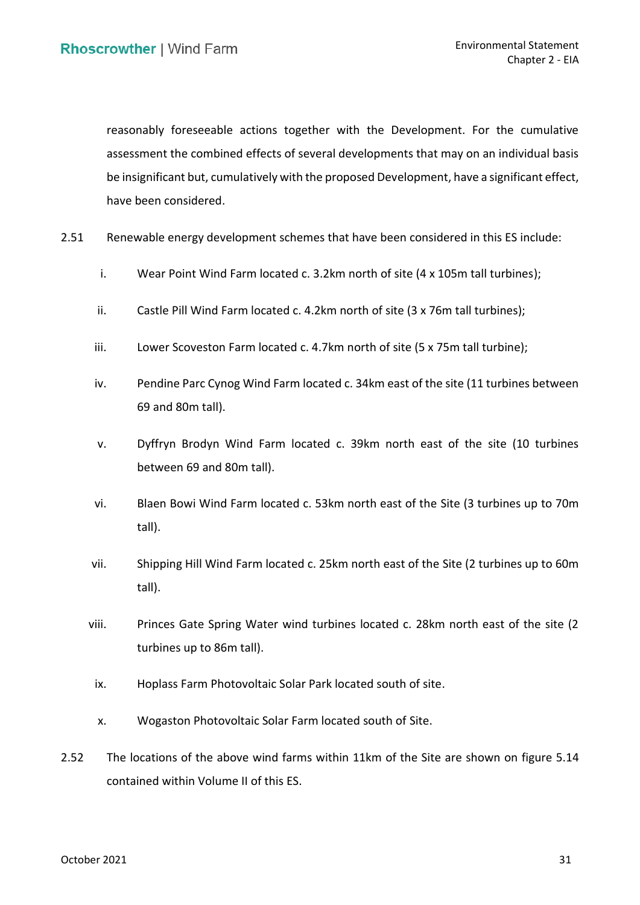reasonably foreseeable actions together with the Development. For the cumulative assessment the combined effects of several developments that may on an individual basis be insignificant but, cumulatively with the proposed Development, have a significant effect, have been considered.

2.51 Renewable energy development schemes that have been considered in this ES include:

i. Wear Point Wind Farm located c. 3.2km north of site (4 x 105m tall turbines);

ii. Castle Pill Wind Farm located c. 4.2km north of site (3 x 76m tall turbines);

iii. Lower Scoveston Farm located c. 4.7km north of site (5 x 75m tall turbine);

iv. Pendine Parc Cynog Wind Farm located c. 34km east of the site (11 turbines between 69 and 80m tall).

v. Dyffryn Brodyn Wind Farm located c. 39km north east of the site (10 turbines between 69 and 80m tall).

vi. Blaen Bowi Wind Farm located c. 53km north east of the Site (3 turbines up to 70m tall).

vii. Shipping Hill Wind Farm located c. 25km north east of the Site (2 turbines up to 60m tall).

viii. Princes Gate Spring Water wind turbines located c. 28km north east of the site (2 turbines up to 86m tall).

ix. Hoplass Farm Photovoltaic Solar Park located south of site.

x. Wogaston Photovoltaic Solar Farm located south of Site.

2.52 The locations of the above wind farms within 11km of the Site are shown on figure 5.14 contained within Volume II of this ES.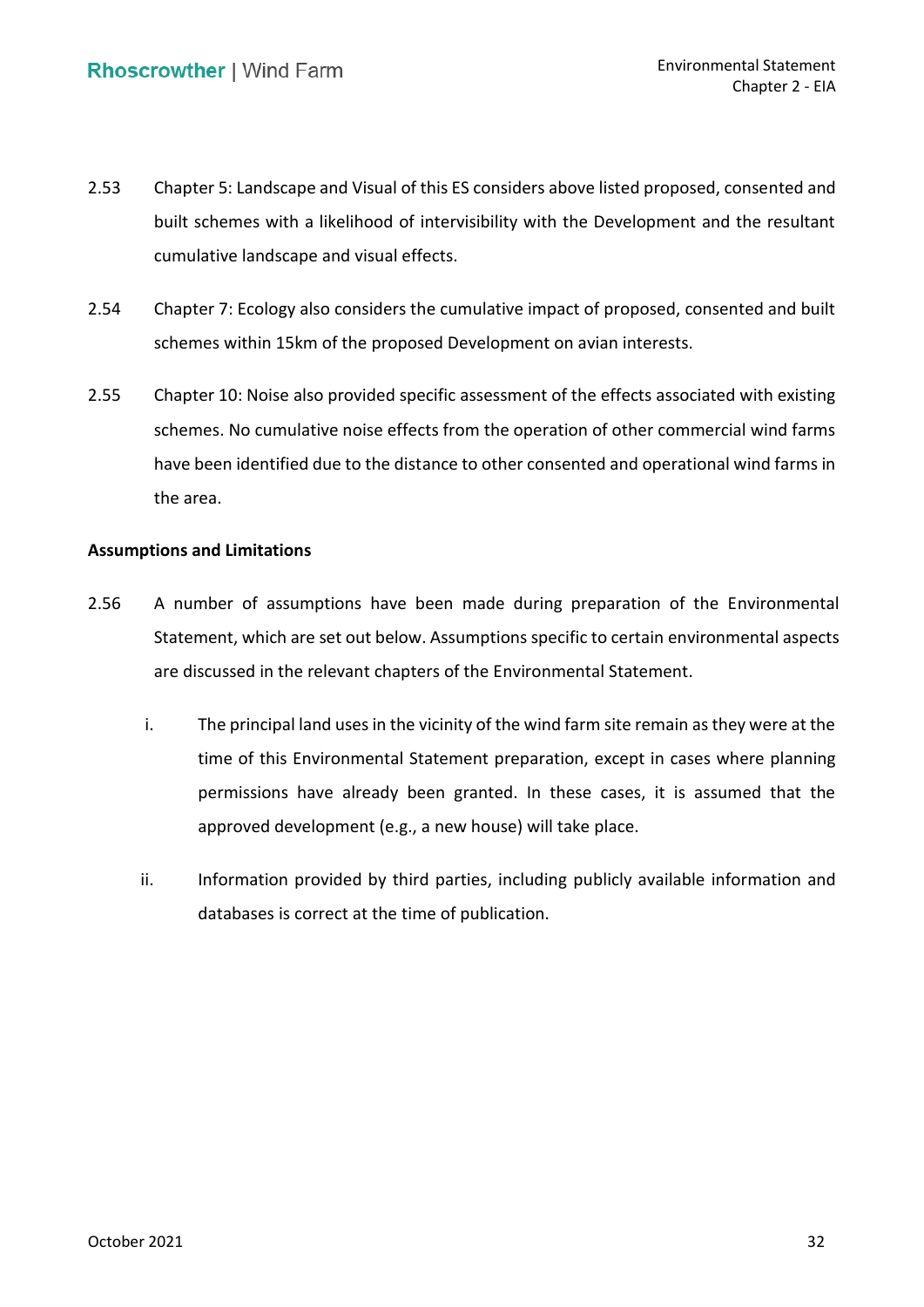2.53 Chapter 5: Landscape and Visual of this ES considers above listed proposed, consented and built schemes with a likelihood of intervisibility with the Development and the resultant cumulative landscape and visual effects.

2.54 Chapter 7: Ecology also considers the cumulative impact of proposed, consented and built schemes within 15km of the proposed Development on avian interests.

2.55 Chapter 10: Noise also provided specific assessment of the effects associated with existing schemes. No cumulative noise effects from the operation of other commercial wind farms have been identified due to the distance to other consented and operational wind farms in the area.

**Assumptions and Limitations**

2.56 A number of assumptions have been made during preparation of the Environmental Statement, which are set out below. Assumptions specific to certain environmental aspects are discussed in the relevant chapters of the Environmental Statement.

i. The principal land uses in the vicinity of the wind farm site remain as they were at the time of this Environmental Statement preparation, except in cases where planning permissions have already been granted. In these cases, it is assumed that the approved development (e.g., a new house) will take place.

ii. Information provided by third parties, including publicly available information and databases is correct at the time of publication.